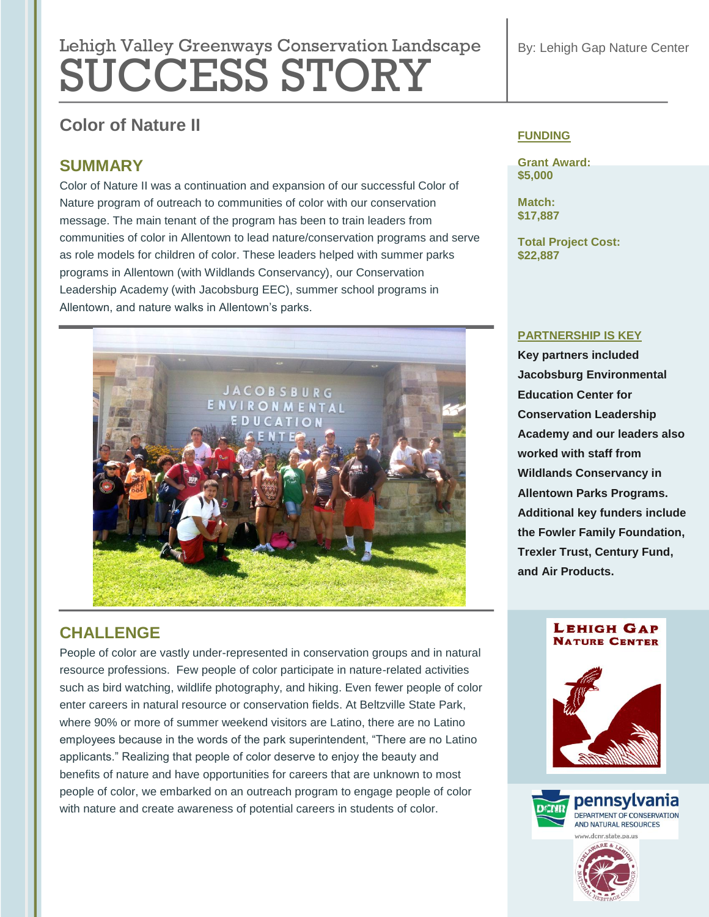Lehigh Valley Greenways Conservation Landscape

# SUCCESS STORY

By: Lehigh Gap Nature Center

## Color of Nature II

### SUMMARY

Color of Nature II was a continuation and expansion of our successful Color of Nature program of outreach to communities of color with our conservation message. The main tenant of the program has been to train leaders from communities of color in Allentown to lead nature/conservation programs and serve as role models for children of color. These leaders helped with summer parks programs in Allentown (with Wildlands Conservancy), our Conservation Leadership Academy (with Jacobsburg EEC), summer school programs in Allentown, and nature walks in Allentown's parks.

### CHALLENGE

People of color are vastly under-represented in conservation groups and in natural resource professions. Few people of color participate in nature-related activities such as bird watching, wildlife photography, and hiking. Even fewer people of color enter careers in natural resource or conservation fields. At Beltzville State Park, where 90% or more of summer weekend visitors are Latino, there are no Latino employees because in the words of the park superintendent, "There are no Latino applicants." Realizing that people of color deserve to enjoy the beauty and benefits of nature and have opportunities for careers that are unknown to most people of color, we embarked on an outreach program to engage people of color with nature and create awareness of potential careers in students of color.

### FUNDING

**Grant Award:**
**$5,000**

**Match:**
**$17,887**

**Total Project Cost:**
**$22,887**

### PARTNERSHIP IS KEY

**Key partners included Jacobsburg Environmental Education Center for Conservation Leadership Academy and our leaders also worked with staff from Wildlands Conservancy in Allentown Parks Programs. Additional key funders include the Fowler Family Foundation, Trexler Trust, Century Fund, and Air Products.**

Lehigh Gap Nature Center

pennsylvania DEPARTMENT OF CONSERVATION AND NATURAL RESOURCES
www.dcnr.state.pa.us

Delaware & Lehigh National Heritage Corridor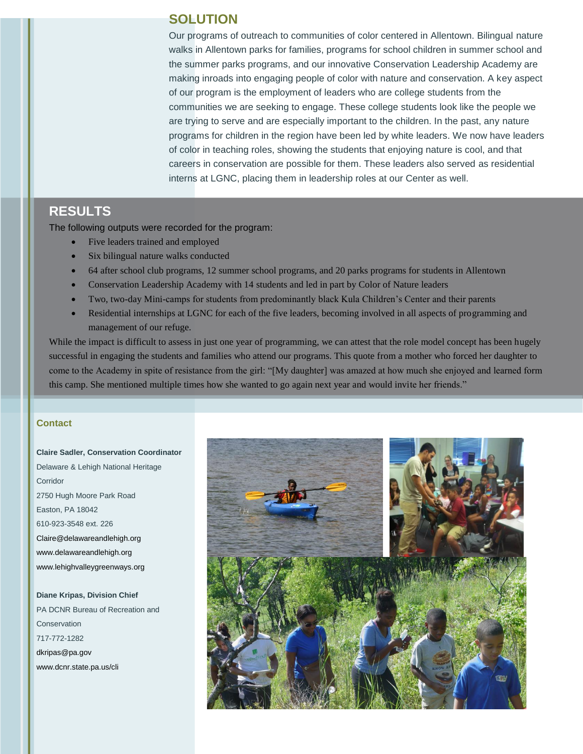## SOLUTION

Our programs of outreach to communities of color centered in Allentown. Bilingual nature walks in Allentown parks for families, programs for school children in summer school and the summer parks programs, and our innovative Conservation Leadership Academy are making inroads into engaging people of color with nature and conservation. A key aspect of our program is the employment of leaders who are college students from the communities we are seeking to engage. These college students look like the people we are trying to serve and are especially important to the children. In the past, any nature programs for children in the region have been led by white leaders. We now have leaders of color in teaching roles, showing the students that enjoying nature is cool, and that careers in conservation are possible for them. These leaders also served as residential interns at LGNC, placing them in leadership roles at our Center as well.

## RESULTS

The following outputs were recorded for the program:

- Five leaders trained and employed
- Six bilingual nature walks conducted
- 64 after school club programs, 12 summer school programs, and 20 parks programs for students in Allentown
- Conservation Leadership Academy with 14 students and led in part by Color of Nature leaders
- Two, two-day Mini-camps for students from predominantly black Kula Children's Center and their parents
- Residential internships at LGNC for each of the five leaders, becoming involved in all aspects of programming and management of our refuge.

While the impact is difficult to assess in just one year of programming, we can attest that the role model concept has been hugely successful in engaging the students and families who attend our programs. This quote from a mother who forced her daughter to come to the Academy in spite of resistance from the girl: "[My daughter] was amazed at how much she enjoyed and learned form this camp. She mentioned multiple times how she wanted to go again next year and would invite her friends."

### Contact

**Claire Sadler, Conservation Coordinator**
Delaware & Lehigh National Heritage Corridor
2750 Hugh Moore Park Road
Easton, PA 18042
610-923-3548 ext. 226
Claire@delawareandlehigh.org
www.delawareandlehigh.org
www.lehighvalleygreenways.org

**Diane Kripas, Division Chief**
PA DCNR Bureau of Recreation and Conservation
717-772-1282
dkripas@pa.gov
www.dcnr.state.pa.us/cli